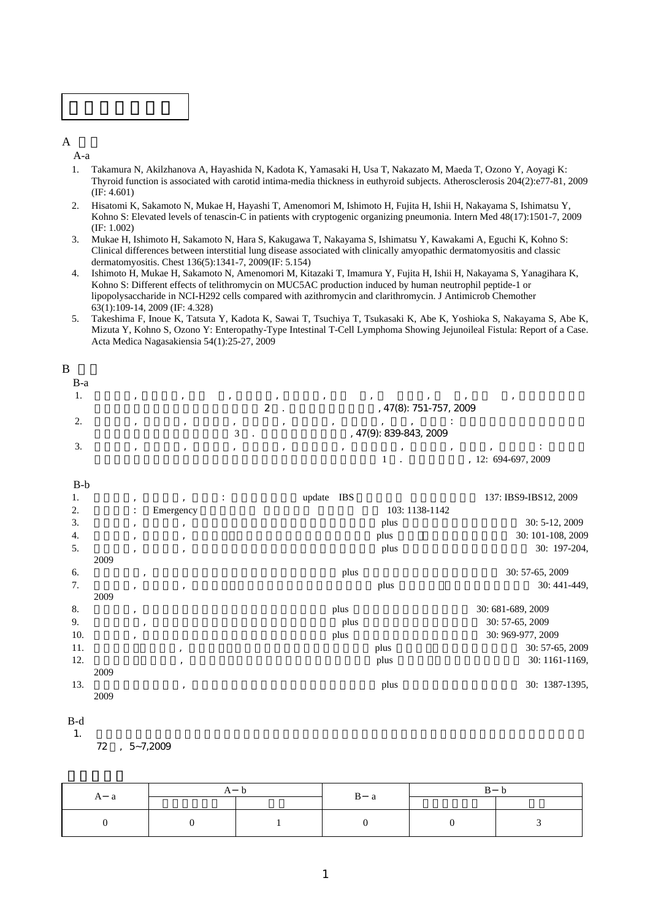A

A-a

1. Takamura N, Akilzhanova A, Hayashida N, Kadota K, Yamasaki H, Usa T, Nakazato M, Maeda T, Ozono Y, Aoyagi K: Thyroid function is associated with carotid intima-media thickness in euthyroid subjects. Atherosclerosis 204(2):e77-81, 2009 (IF: 4.601)
2. Hisatomi K, Sakamoto N, Mukae H, Hayashi T, Amenomori M, Ishimoto H, Fujita H, Ishii H, Nakayama S, Ishimatsu Y, Kohno S: Elevated levels of tenascin-C in patients with cryptogenic organizing pneumonia. Intern Med 48(17):1501-7, 2009 (IF: 1.002)
3. Mukae H, Ishimoto H, Sakamoto N, Hara S, Kakugawa T, Nakayama S, Ishimatsu Y, Kawakami A, Eguchi K, Kohno S: Clinical differences between interstitial lung disease associated with clinically amyopathic dermatomyositis and classic dermatomyositis. Chest 136(5):1341-7, 2009(IF: 5.154)
4. Ishimoto H, Mukae H, Sakamoto N, Amenomori M, Kitazaki T, Imamura Y, Fujita H, Ishii H, Nakayama S, Yanagihara K, Kohno S: Different effects of telithromycin on MUC5AC production induced by human neutrophil peptide-1 or lipopolysaccharide in NCI-H292 cells compared with azithromycin and clarithromycin. J Antimicrob Chemother 63(1):109-14, 2009 (IF: 4.328)
5. Takeshima F, Inoue K, Tatsuta Y, Kadota K, Sawai T, Tsuchiya T, Tsukasaki K, Abe K, Yoshioka S, Nakayama S, Abe K, Mizuta Y, Kohno S, Ozono Y: Enteropathy-Type Intestinal T-Cell Lymphoma Showing Jejunoileal Fistula: Report of a Case. Acta Medica Nagasakiensia 54(1):25-27, 2009

B

B-a

1. , , , , , , , , , 2 . , 47(8): 751-757, 2009
2. , , , , , , , : 3 . , 47(9): 839-843, 2009
3. , , , , , , , , : 1 . , 12: 694-697, 2009

B-b

1. , , : update IBS 137: IBS9-IBS12, 2009
2. : Emergency 103: 1138-1142
3. , , plus 30: 5-12, 2009
4. , , plus 30: 101-108, 2009
5. , , plus 30: 197-204, 2009
6. , plus 30: 57-65, 2009
7. , , plus 30: 441-449, 2009
8. , plus 30: 681-689, 2009
9. , plus 30: 57-65, 2009
10. , plus 30: 969-977, 2009
11. , plus 30: 57-65, 2009
12. , plus 30: 1161-1169, 2009
13. , plus 30: 1387-1395, 2009

B-d

1. 72 , 5~7,2009

| A－a | A－b | | B－a | B－b | |
|---|---|---|---|---|---|
| | | | | | |
| 0 | 0 | 1 | 0 | 0 | 3 |